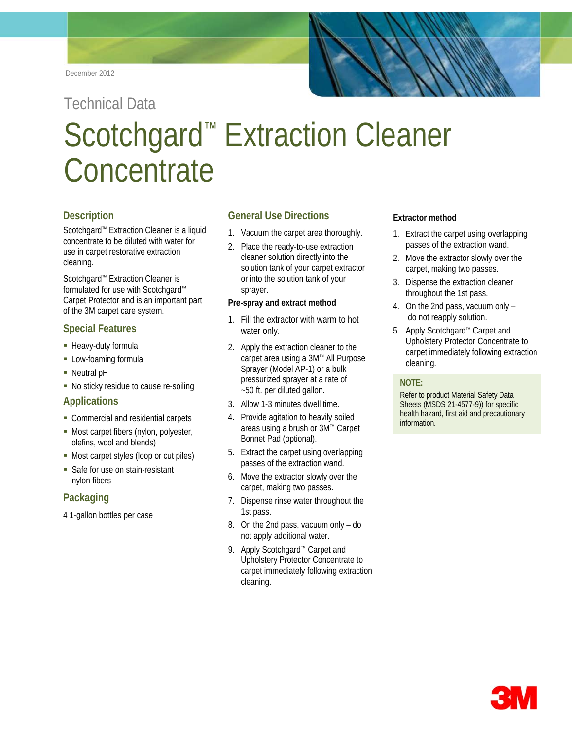December 2012

Technical Data

# Scotchgard™ Extraction Cleaner Concentrate

## Description

Scotchgard™ Extraction Cleaner is a liquid concentrate to be diluted with water for use in carpet restorative extraction cleaning.

Scotchgard™ Extraction Cleaner is formulated for use with Scotchgard™ Carpet Protector and is an important part of the 3M carpet care system.

## Special Features

- Heavy-duty formula
- Low-foaming formula
- Neutral pH
- No sticky residue to cause re-soiling

## Applications

- Commercial and residential carpets
- Most carpet fibers (nylon, polyester, olefins, wool and blends)
- Most carpet styles (loop or cut piles)
- Safe for use on stain-resistant nylon fibers

## Packaging

4 1-gallon bottles per case

## General Use Directions

1. Vacuum the carpet area thoroughly.
2. Place the ready-to-use extraction cleaner solution directly into the solution tank of your carpet extractor or into the solution tank of your sprayer.

**Pre-spray and extract method**

1. Fill the extractor with warm to hot water only.
2. Apply the extraction cleaner to the carpet area using a 3M™ All Purpose Sprayer (Model AP-1) or a bulk pressurized sprayer at a rate of ~50 ft. per diluted gallon.
3. Allow 1-3 minutes dwell time.
4. Provide agitation to heavily soiled areas using a brush or 3M™ Carpet Bonnet Pad (optional).
5. Extract the carpet using overlapping passes of the extraction wand.
6. Move the extractor slowly over the carpet, making two passes.
7. Dispense rinse water throughout the 1st pass.
8. On the 2nd pass, vacuum only – do not apply additional water.
9. Apply Scotchgard™ Carpet and Upholstery Protector Concentrate to carpet immediately following extraction cleaning.

**Extractor method**

1. Extract the carpet using overlapping passes of the extraction wand.
2. Move the extractor slowly over the carpet, making two passes.
3. Dispense the extraction cleaner throughout the 1st pass.
4. On the 2nd pass, vacuum only – do not reapply solution.
5. Apply Scotchgard™ Carpet and Upholstery Protector Concentrate to carpet immediately following extraction cleaning.

**NOTE:**

Refer to product Material Safety Data Sheets (MSDS 21-4577-9)) for specific health hazard, first aid and precautionary information.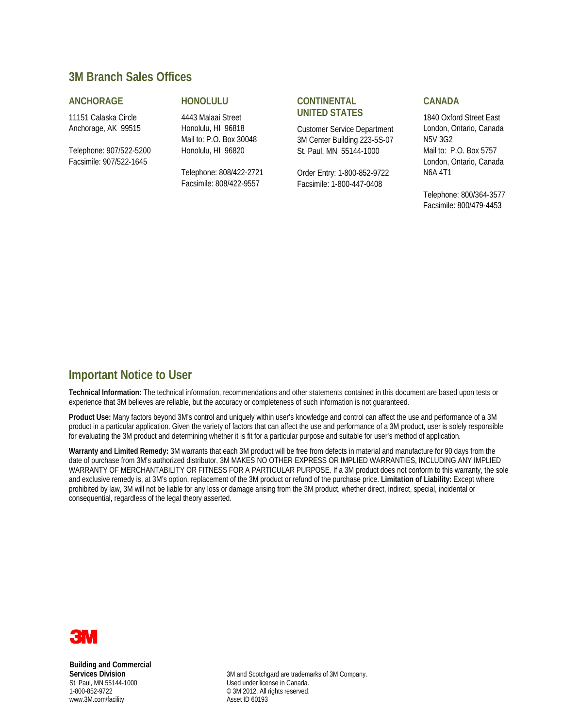## 3M Branch Sales Offices

### ANCHORAGE

11151 Calaska Circle
Anchorage, AK 99515

Telephone: 907/522-5200
Facsimile: 907/522-1645

### HONOLULU

4443 Malaai Street
Honolulu, HI 96818
Mail to: P.O. Box 30048
Honolulu, HI 96820

Telephone: 808/422-2721
Facsimile: 808/422-9557

### CONTINENTAL UNITED STATES

Customer Service Department
3M Center Building 223-5S-07
St. Paul, MN 55144-1000

Order Entry: 1-800-852-9722
Facsimile: 1-800-447-0408

### CANADA

1840 Oxford Street East
London, Ontario, Canada
N5V 3G2
Mail to: P.O. Box 5757
London, Ontario, Canada
N6A 4T1

Telephone: 800/364-3577
Facsimile: 800/479-4453

## Important Notice to User

**Technical Information:** The technical information, recommendations and other statements contained in this document are based upon tests or experience that 3M believes are reliable, but the accuracy or completeness of such information is not guaranteed.

**Product Use:** Many factors beyond 3M's control and uniquely within user's knowledge and control can affect the use and performance of a 3M product in a particular application. Given the variety of factors that can affect the use and performance of a 3M product, user is solely responsible for evaluating the 3M product and determining whether it is fit for a particular purpose and suitable for user's method of application.

**Warranty and Limited Remedy:** 3M warrants that each 3M product will be free from defects in material and manufacture for 90 days from the date of purchase from 3M's authorized distributor. 3M MAKES NO OTHER EXPRESS OR IMPLIED WARRANTIES, INCLUDING ANY IMPLIED WARRANTY OF MERCHANTABILITY OR FITNESS FOR A PARTICULAR PURPOSE. If a 3M product does not conform to this warranty, the sole and exclusive remedy is, at 3M's option, replacement of the 3M product or refund of the purchase price. **Limitation of Liability:** Except where prohibited by law, 3M will not be liable for any loss or damage arising from the 3M product, whether direct, indirect, special, incidental or consequential, regardless of the legal theory asserted.

3M

**Building and Commercial Services Division**
St. Paul, MN 55144-1000
1-800-852-9722
www.3M.com/facility

3M and Scotchgard are trademarks of 3M Company.
Used under license in Canada.
© 3M 2012. All rights reserved.
Asset ID 60193